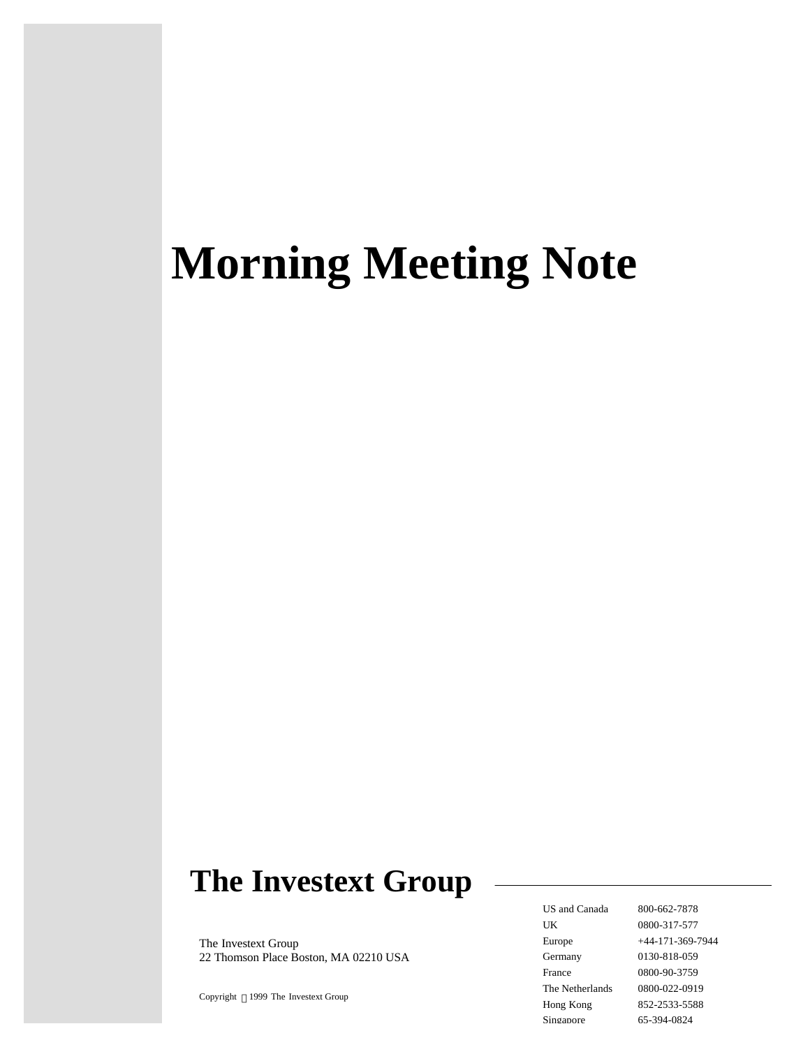# Morning Meeting Note

## The Investext Group

The Investext Group
22 Thomson Place Boston, MA 02210 USA

Copyright © 1999 The Investext Group

| | |
|---|---|
| US and Canada | 800-662-7878 |
| UK | 0800-317-577 |
| Europe | +44-171-369-7944 |
| Germany | 0130-818-059 |
| France | 0800-90-3759 |
| The Netherlands | 0800-022-0919 |
| Hong Kong | 852-2533-5588 |
| Singapore | 65-394-0824 |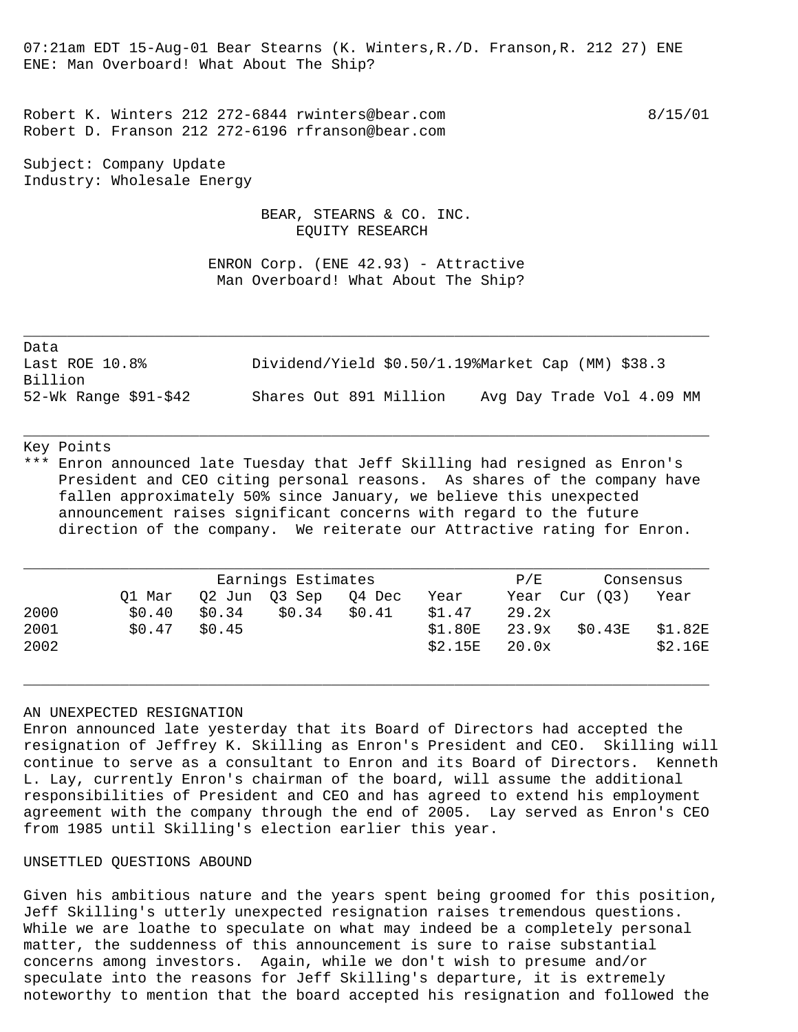07:21am EDT 15-Aug-01 Bear Stearns (K. Winters,R./D. Franson,R. 212 27) ENE
ENE: Man Overboard! What About The Ship?

Robert K. Winters 212 272-6844 rwinters@bear.com 8/15/01
Robert D. Franson 212 272-6196 rfranson@bear.com

Subject: Company Update
Industry: Wholesale Energy

BEAR, STEARNS & CO. INC.
EQUITY RESEARCH

ENRON Corp. (ENE 42.93) - Attractive
Man Overboard! What About The Ship?

---

Data

| | | |
|---|---|---|
| Last ROE 10.8% | Dividend/Yield $0.50/1.19% | Market Cap (MM) $38.3 Billion |
| 52-Wk Range $91-$42 | Shares Out 891 Million | Avg Day Trade Vol 4.09 MM |

---

Key Points

*** Enron announced late Tuesday that Jeff Skilling had resigned as Enron's President and CEO citing personal reasons. As shares of the company have fallen approximately 50% since January, we believe this unexpected announcement raises significant concerns with regard to the future direction of the company. We reiterate our Attractive rating for Enron.

| | Earnings Estimates | | | | | P/E | Consensus | |
|---|---|---|---|---|---|---|---|---|
| | Q1 Mar | Q2 Jun | Q3 Sep | Q4 Dec | Year | Year | Cur (Q3) | Year |
| 2000 | $0.40 | $0.34 | $0.34 | $0.41 | $1.47 | 29.2x | | |
| 2001 | $0.47 | $0.45 | | | $1.80E | 23.9x | $0.43E | $1.82E |
| 2002 | | | | | $2.15E | 20.0x | | $2.16E |

## AN UNEXPECTED RESIGNATION

Enron announced late yesterday that its Board of Directors had accepted the resignation of Jeffrey K. Skilling as Enron's President and CEO. Skilling will continue to serve as a consultant to Enron and its Board of Directors. Kenneth L. Lay, currently Enron's chairman of the board, will assume the additional responsibilities of President and CEO and has agreed to extend his employment agreement with the company through the end of 2005. Lay served as Enron's CEO from 1985 until Skilling's election earlier this year.

## UNSETTLED QUESTIONS ABOUND

Given his ambitious nature and the years spent being groomed for this position, Jeff Skilling's utterly unexpected resignation raises tremendous questions. While we are loathe to speculate on what may indeed be a completely personal matter, the suddenness of this announcement is sure to raise substantial concerns among investors. Again, while we don't wish to presume and/or speculate into the reasons for Jeff Skilling's departure, it is extremely noteworthy to mention that the board accepted his resignation and followed the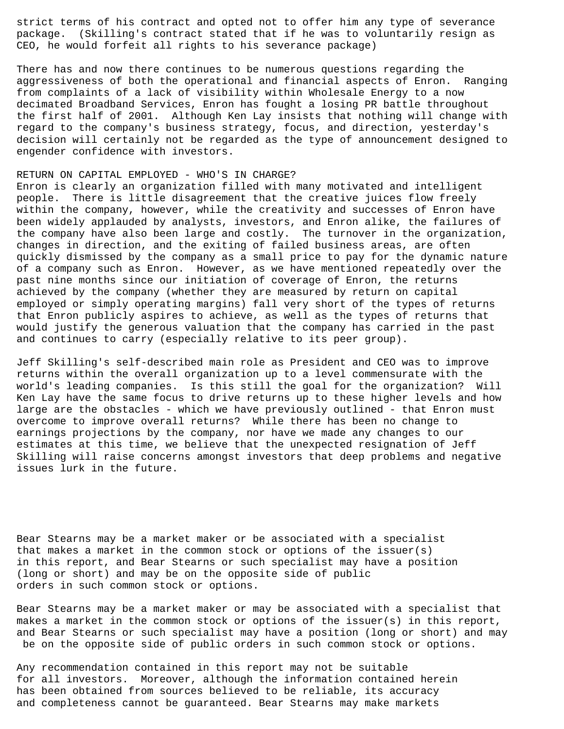strict terms of his contract and opted not to offer him any type of severance package. (Skilling's contract stated that if he was to voluntarily resign as CEO, he would forfeit all rights to his severance package)

There has and now there continues to be numerous questions regarding the aggressiveness of both the operational and financial aspects of Enron. Ranging from complaints of a lack of visibility within Wholesale Energy to a now decimated Broadband Services, Enron has fought a losing PR battle throughout the first half of 2001. Although Ken Lay insists that nothing will change with regard to the company's business strategy, focus, and direction, yesterday's decision will certainly not be regarded as the type of announcement designed to engender confidence with investors.

RETURN ON CAPITAL EMPLOYED - WHO'S IN CHARGE?

Enron is clearly an organization filled with many motivated and intelligent people. There is little disagreement that the creative juices flow freely within the company, however, while the creativity and successes of Enron have been widely applauded by analysts, investors, and Enron alike, the failures of the company have also been large and costly. The turnover in the organization, changes in direction, and the exiting of failed business areas, are often quickly dismissed by the company as a small price to pay for the dynamic nature of a company such as Enron. However, as we have mentioned repeatedly over the past nine months since our initiation of coverage of Enron, the returns achieved by the company (whether they are measured by return on capital employed or simply operating margins) fall very short of the types of returns that Enron publicly aspires to achieve, as well as the types of returns that would justify the generous valuation that the company has carried in the past and continues to carry (especially relative to its peer group).

Jeff Skilling's self-described main role as President and CEO was to improve returns within the overall organization up to a level commensurate with the world's leading companies. Is this still the goal for the organization? Will Ken Lay have the same focus to drive returns up to these higher levels and how large are the obstacles - which we have previously outlined - that Enron must overcome to improve overall returns? While there has been no change to earnings projections by the company, nor have we made any changes to our estimates at this time, we believe that the unexpected resignation of Jeff Skilling will raise concerns amongst investors that deep problems and negative issues lurk in the future.

Bear Stearns may be a market maker or be associated with a specialist that makes a market in the common stock or options of the issuer(s) in this report, and Bear Stearns or such specialist may have a position (long or short) and may be on the opposite side of public orders in such common stock or options.

Bear Stearns may be a market maker or may be associated with a specialist that makes a market in the common stock or options of the issuer(s) in this report, and Bear Stearns or such specialist may have a position (long or short) and may be on the opposite side of public orders in such common stock or options.

Any recommendation contained in this report may not be suitable for all investors. Moreover, although the information contained herein has been obtained from sources believed to be reliable, its accuracy and completeness cannot be guaranteed. Bear Stearns may make markets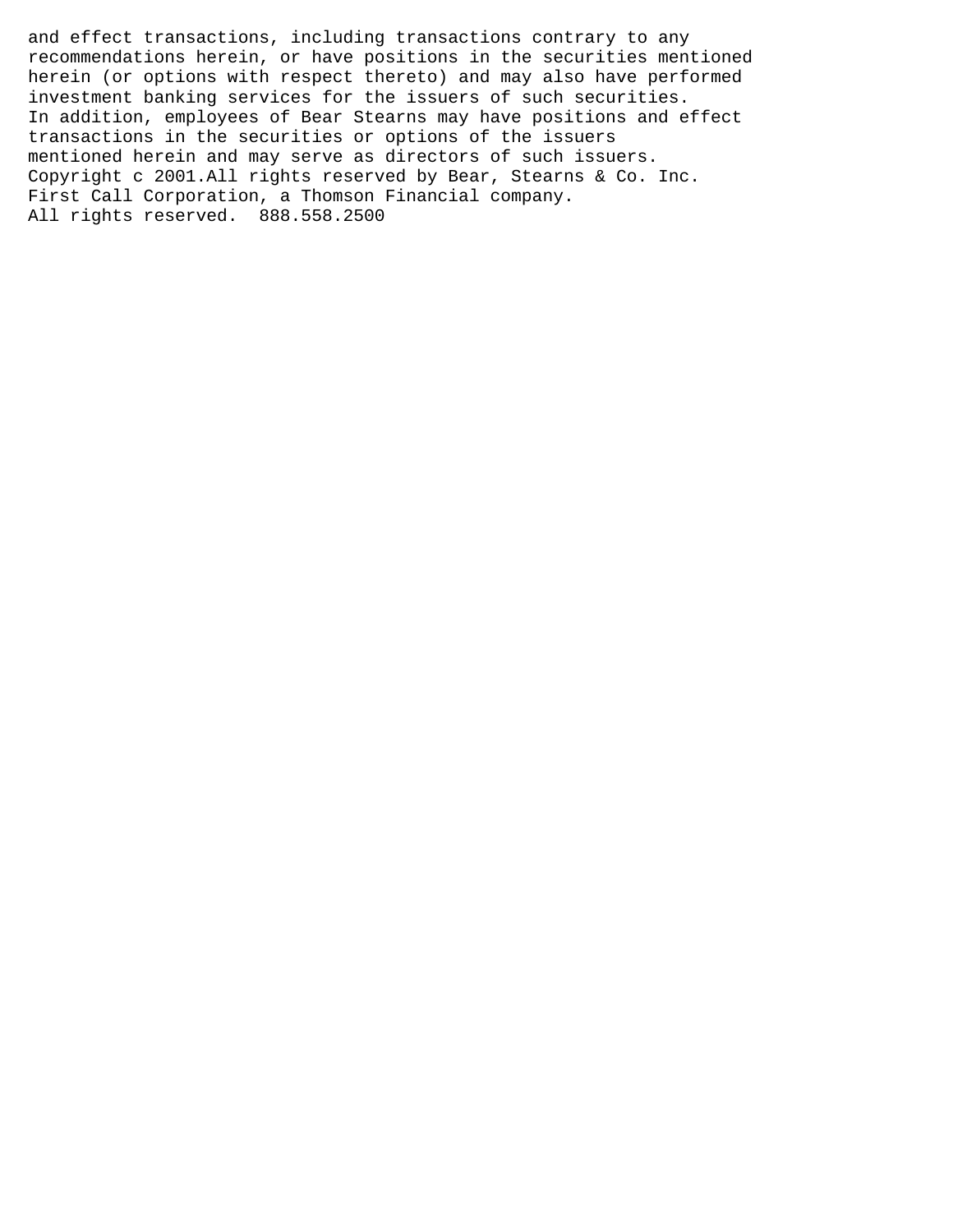and effect transactions, including transactions contrary to any
recommendations herein, or have positions in the securities mentioned
herein (or options with respect thereto) and may also have performed
investment banking services for the issuers of such securities.
In addition, employees of Bear Stearns may have positions and effect
transactions in the securities or options of the issuers
mentioned herein and may serve as directors of such issuers.
Copyright c 2001.All rights reserved by Bear, Stearns & Co. Inc.
First Call Corporation, a Thomson Financial company.
All rights reserved.  888.558.2500